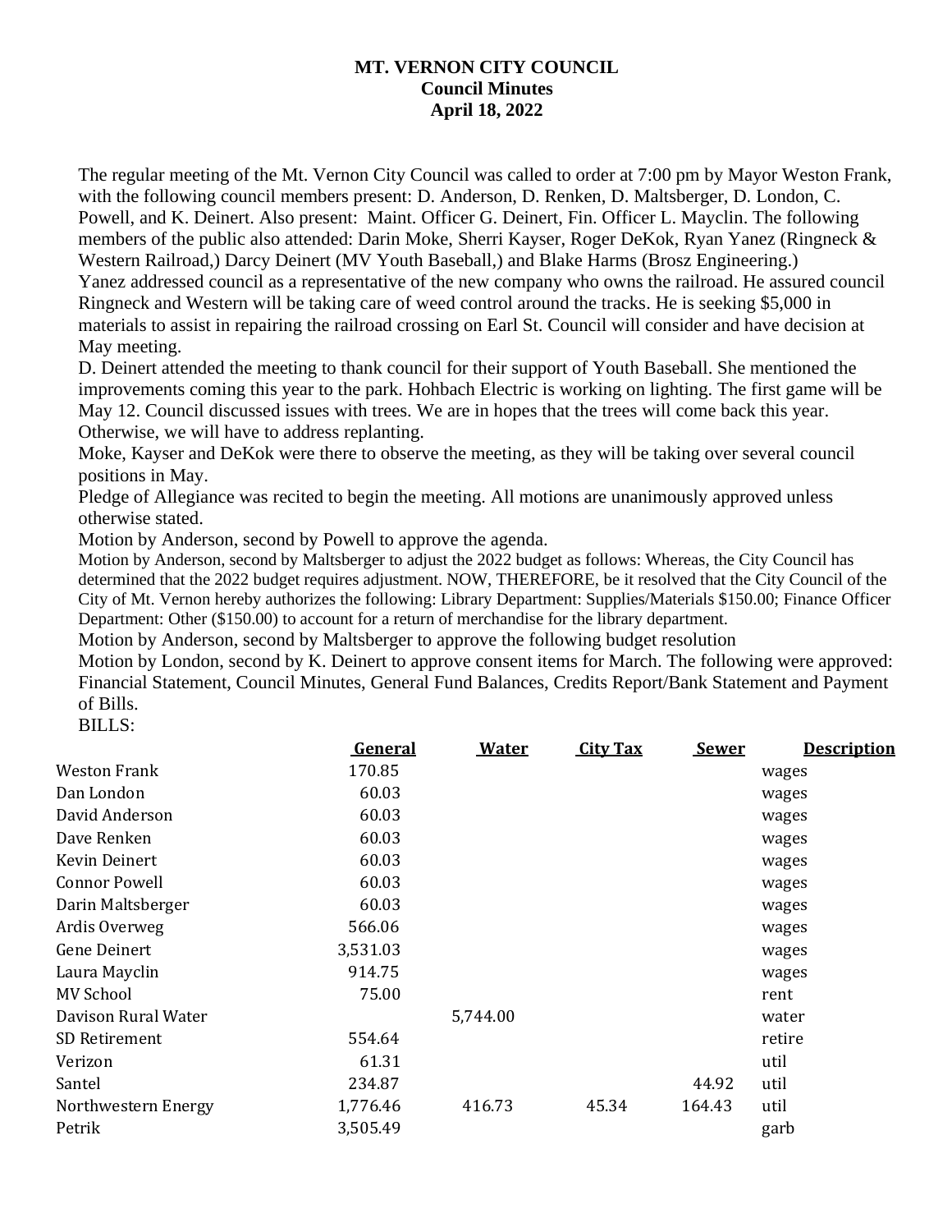**MT. VERNON CITY COUNCIL**
**Council Minutes**
**April 18, 2022**

The regular meeting of the Mt. Vernon City Council was called to order at 7:00 pm by Mayor Weston Frank, with the following council members present: D. Anderson, D. Renken, D. Maltsberger, D. London, C. Powell, and K. Deinert. Also present: Maint. Officer G. Deinert, Fin. Officer L. Mayclin. The following members of the public also attended: Darin Moke, Sherri Kayser, Roger DeKok, Ryan Yanez (Ringneck & Western Railroad,) Darcy Deinert (MV Youth Baseball,) and Blake Harms (Brosz Engineering.)

Yanez addressed council as a representative of the new company who owns the railroad. He assured council Ringneck and Western will be taking care of weed control around the tracks. He is seeking $5,000 in materials to assist in repairing the railroad crossing on Earl St. Council will consider and have decision at May meeting.

D. Deinert attended the meeting to thank council for their support of Youth Baseball. She mentioned the improvements coming this year to the park. Hohbach Electric is working on lighting. The first game will be May 12. Council discussed issues with trees. We are in hopes that the trees will come back this year. Otherwise, we will have to address replanting.

Moke, Kayser and DeKok were there to observe the meeting, as they will be taking over several council positions in May.

Pledge of Allegiance was recited to begin the meeting. All motions are unanimously approved unless otherwise stated.

Motion by Anderson, second by Powell to approve the agenda.

Motion by Anderson, second by Maltsberger to adjust the 2022 budget as follows: Whereas, the City Council has determined that the 2022 budget requires adjustment. NOW, THEREFORE, be it resolved that the City Council of the City of Mt. Vernon hereby authorizes the following: Library Department: Supplies/Materials $150.00; Finance Officer Department: Other ($150.00) to account for a return of merchandise for the library department.

Motion by Anderson, second by Maltsberger to approve the following budget resolution

Motion by London, second by K. Deinert to approve consent items for March. The following were approved: Financial Statement, Council Minutes, General Fund Balances, Credits Report/Bank Statement and Payment of Bills.

BILLS:

| | General | Water | City Tax | Sewer | Description |
|---|---|---|---|---|---|
| Weston Frank | 170.85 | | | | wages |
| Dan London | 60.03 | | | | wages |
| David Anderson | 60.03 | | | | wages |
| Dave Renken | 60.03 | | | | wages |
| Kevin Deinert | 60.03 | | | | wages |
| Connor Powell | 60.03 | | | | wages |
| Darin Maltsberger | 60.03 | | | | wages |
| Ardis Overweg | 566.06 | | | | wages |
| Gene Deinert | 3,531.03 | | | | wages |
| Laura Mayclin | 914.75 | | | | wages |
| MV School | 75.00 | | | | rent |
| Davison Rural Water | | 5,744.00 | | | water |
| SD Retirement | 554.64 | | | | retire |
| Verizon | 61.31 | | | | util |
| Santel | 234.87 | | | 44.92 | util |
| Northwestern Energy | 1,776.46 | 416.73 | 45.34 | 164.43 | util |
| Petrik | 3,505.49 | | | | garb |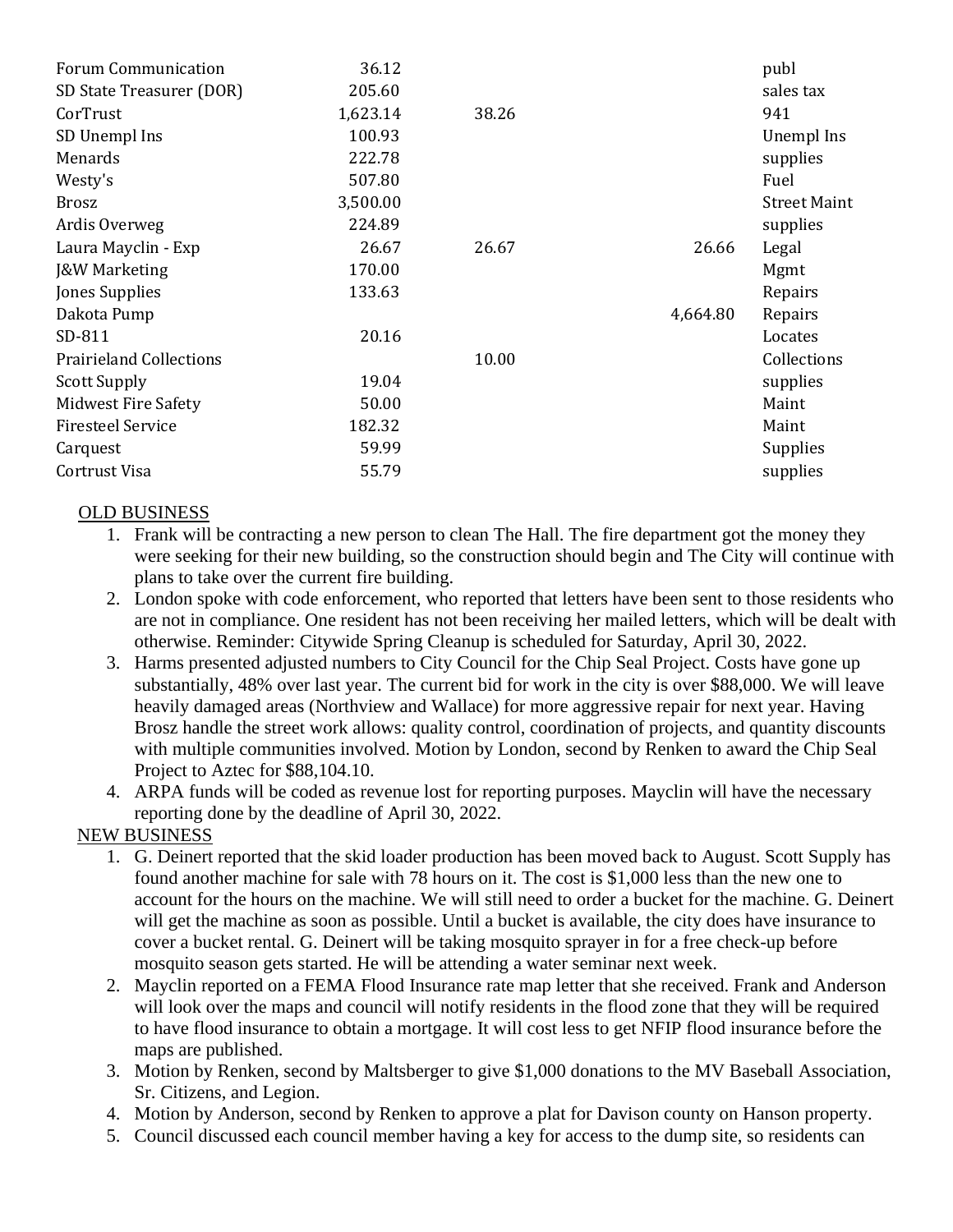| | | | | |
|---|---|---|---|---|
| Forum Communication | 36.12 | | | publ |
| SD State Treasurer (DOR) | 205.60 | | | sales tax |
| CorTrust | 1,623.14 | 38.26 | | 941 |
| SD Unempl Ins | 100.93 | | | Unempl Ins |
| Menards | 222.78 | | | supplies |
| Westy's | 507.80 | | | Fuel |
| Brosz | 3,500.00 | | | Street Maint |
| Ardis Overweg | 224.89 | | | supplies |
| Laura Mayclin - Exp | 26.67 | 26.67 | 26.66 | Legal |
| J&W Marketing | 170.00 | | | Mgmt |
| Jones Supplies | 133.63 | | | Repairs |
| Dakota Pump | | | 4,664.80 | Repairs |
| SD-811 | 20.16 | | | Locates |
| Prairieland Collections | | 10.00 | | Collections |
| Scott Supply | 19.04 | | | supplies |
| Midwest Fire Safety | 50.00 | | | Maint |
| Firesteel Service | 182.32 | | | Maint |
| Carquest | 59.99 | | | Supplies |
| Cortrust Visa | 55.79 | | | supplies |

OLD BUSINESS

1. Frank will be contracting a new person to clean The Hall. The fire department got the money they were seeking for their new building, so the construction should begin and The City will continue with plans to take over the current fire building.
2. London spoke with code enforcement, who reported that letters have been sent to those residents who are not in compliance. One resident has not been receiving her mailed letters, which will be dealt with otherwise. Reminder: Citywide Spring Cleanup is scheduled for Saturday, April 30, 2022.
3. Harms presented adjusted numbers to City Council for the Chip Seal Project. Costs have gone up substantially, 48% over last year. The current bid for work in the city is over $88,000. We will leave heavily damaged areas (Northview and Wallace) for more aggressive repair for next year. Having Brosz handle the street work allows: quality control, coordination of projects, and quantity discounts with multiple communities involved. Motion by London, second by Renken to award the Chip Seal Project to Aztec for $88,104.10.
4. ARPA funds will be coded as revenue lost for reporting purposes. Mayclin will have the necessary reporting done by the deadline of April 30, 2022.

NEW BUSINESS

1. G. Deinert reported that the skid loader production has been moved back to August. Scott Supply has found another machine for sale with 78 hours on it. The cost is $1,000 less than the new one to account for the hours on the machine. We will still need to order a bucket for the machine. G. Deinert will get the machine as soon as possible. Until a bucket is available, the city does have insurance to cover a bucket rental. G. Deinert will be taking mosquito sprayer in for a free check-up before mosquito season gets started. He will be attending a water seminar next week.
2. Mayclin reported on a FEMA Flood Insurance rate map letter that she received. Frank and Anderson will look over the maps and council will notify residents in the flood zone that they will be required to have flood insurance to obtain a mortgage. It will cost less to get NFIP flood insurance before the maps are published.
3. Motion by Renken, second by Maltsberger to give $1,000 donations to the MV Baseball Association, Sr. Citizens, and Legion.
4. Motion by Anderson, second by Renken to approve a plat for Davison county on Hanson property.
5. Council discussed each council member having a key for access to the dump site, so residents can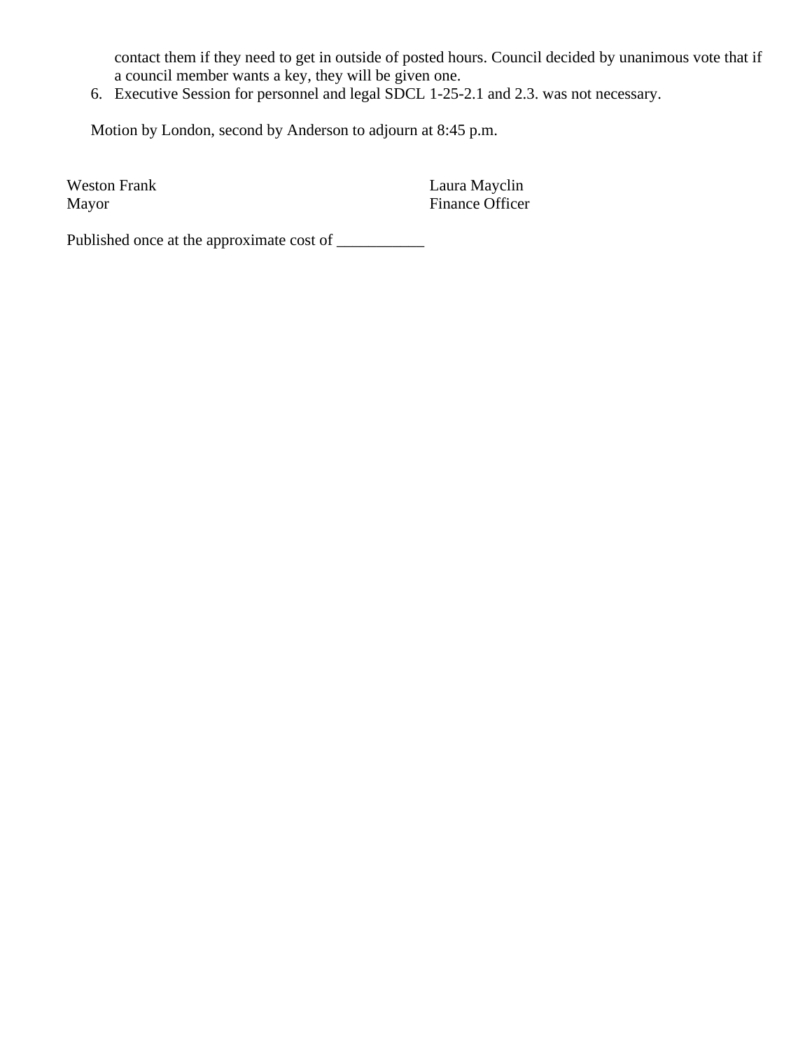contact them if they need to get in outside of posted hours. Council decided by unanimous vote that if a council member wants a key, they will be given one.

6. Executive Session for personnel and legal SDCL 1-25-2.1 and 2.3. was not necessary.

Motion by London, second by Anderson to adjourn at 8:45 p.m.

| | |
|---|---|
| Weston Frank | Laura Mayclin |
| Mayor | Finance Officer |

Published once at the approximate cost of ___________